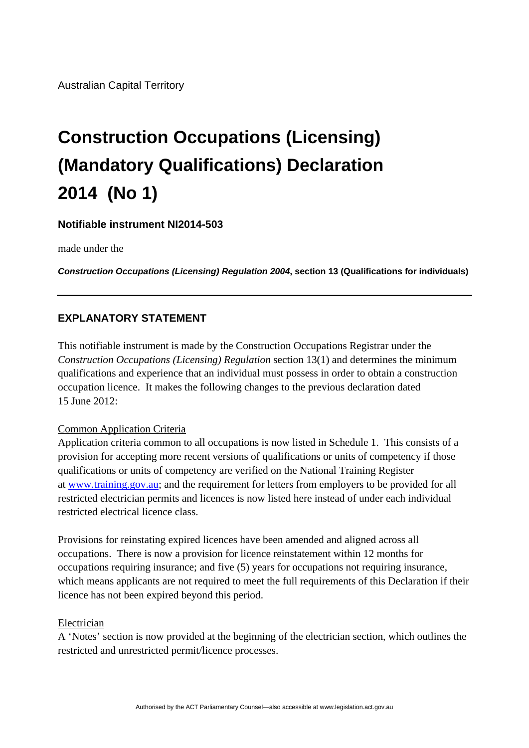Australian Capital Territory

# Construction Occupations (Licensing) (Mandatory Qualifications) Declaration 2014 (No 1)

**Notifiable instrument NI2014-503**

made under the

***Construction Occupations (Licensing) Regulation 2004*, section 13 (Qualifications for individuals)**

---

## EXPLANATORY STATEMENT

This notifiable instrument is made by the Construction Occupations Registrar under the *Construction Occupations (Licensing) Regulation* section 13(1) and determines the minimum qualifications and experience that an individual must possess in order to obtain a construction occupation licence. It makes the following changes to the previous declaration dated 15 June 2012:

Common Application Criteria

Application criteria common to all occupations is now listed in Schedule 1. This consists of a provision for accepting more recent versions of qualifications or units of competency if those qualifications or units of competency are verified on the National Training Register at www.training.gov.au; and the requirement for letters from employers to be provided for all restricted electrician permits and licences is now listed here instead of under each individual restricted electrical licence class.

Provisions for reinstating expired licences have been amended and aligned across all occupations. There is now a provision for licence reinstatement within 12 months for occupations requiring insurance; and five (5) years for occupations not requiring insurance, which means applicants are not required to meet the full requirements of this Declaration if their licence has not been expired beyond this period.

Electrician

A 'Notes' section is now provided at the beginning of the electrician section, which outlines the restricted and unrestricted permit/licence processes.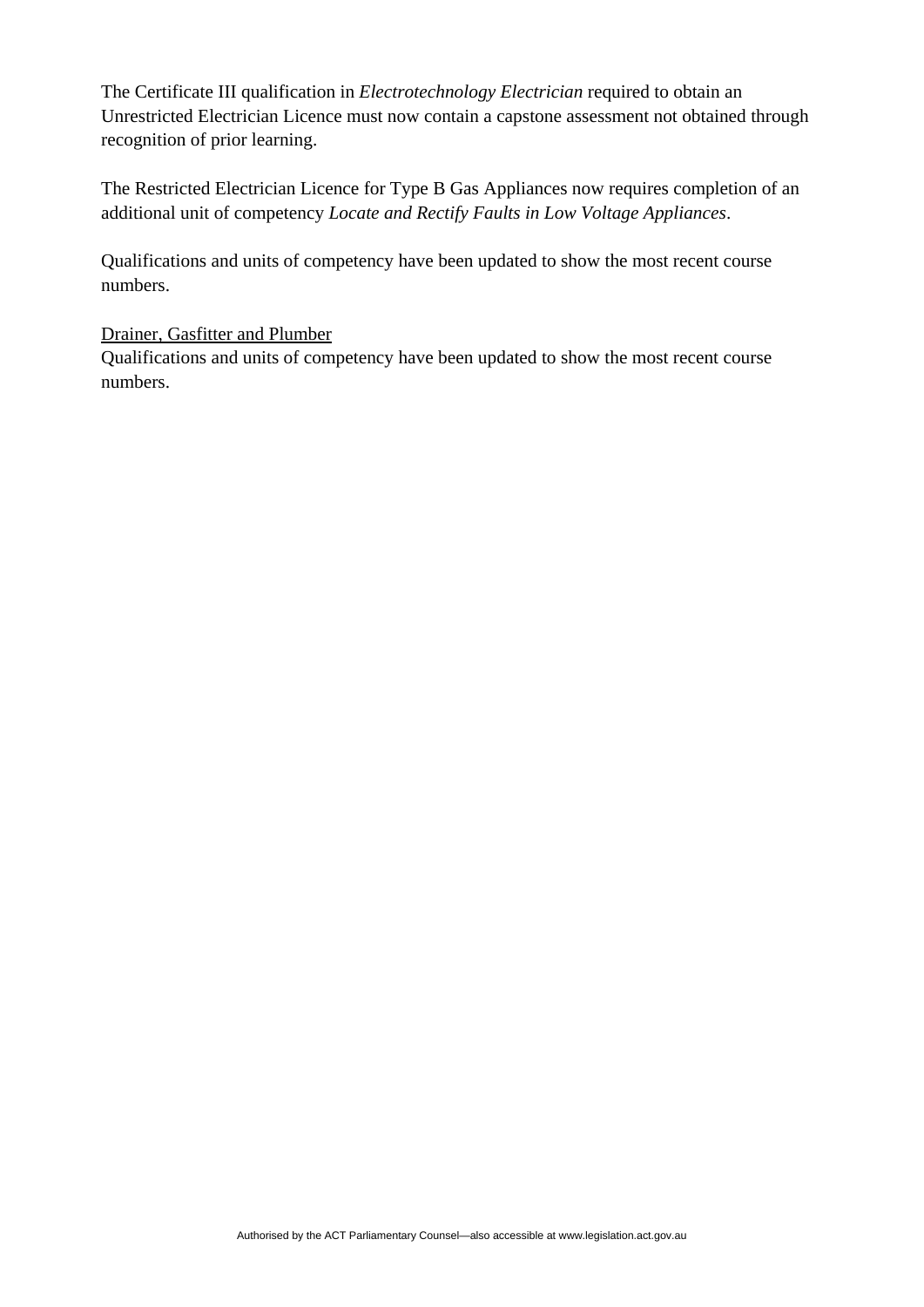The Certificate III qualification in *Electrotechnology Electrician* required to obtain an Unrestricted Electrician Licence must now contain a capstone assessment not obtained through recognition of prior learning.

The Restricted Electrician Licence for Type B Gas Appliances now requires completion of an additional unit of competency *Locate and Rectify Faults in Low Voltage Appliances*.

Qualifications and units of competency have been updated to show the most recent course numbers.

<u>Drainer, Gasfitter and Plumber</u>

Qualifications and units of competency have been updated to show the most recent course numbers.